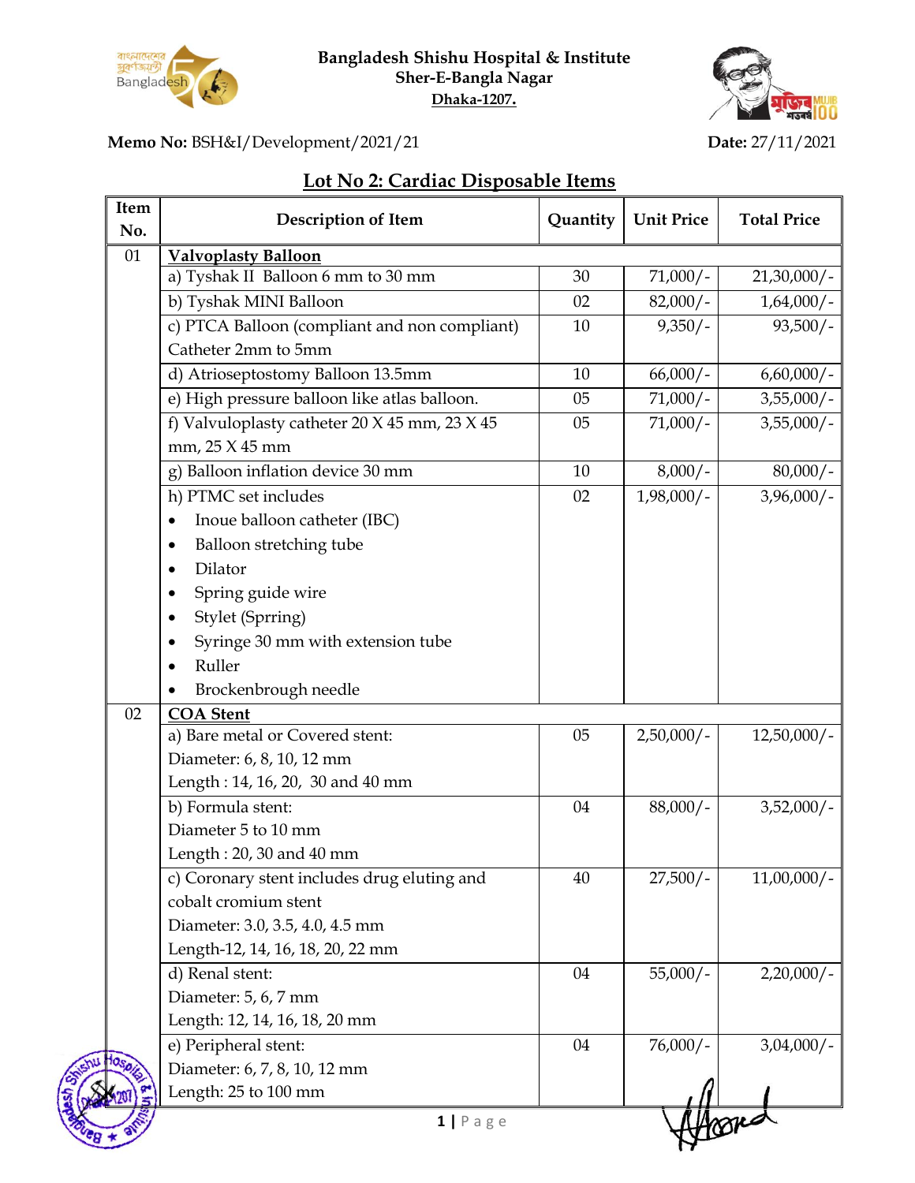**Bangladesh Shishu Hospital & Institute**
**Sher-E-Bangla Nagar**
**Dhaka-1207.**

**Memo No:** BSH&I/Development/2021/21 **Date:** 27/11/2021

## Lot No 2: Cardiac Disposable Items

| Item No. | Description of Item | Quantity | Unit Price | Total Price |
|---|---|---|---|---|
| 01 | **Valvoplasty Balloon** | | | |
| | a) Tyshak II Balloon 6 mm to 30 mm | 30 | 71,000/- | 21,30,000/- |
| | b) Tyshak MINI Balloon | 02 | 82,000/- | 1,64,000/- |
| | c) PTCA Balloon (compliant and non compliant) Catheter 2mm to 5mm | 10 | 9,350/- | 93,500/- |
| | d) Atrioseptostomy Balloon 13.5mm | 10 | 66,000/- | 6,60,000/- |
| | e) High pressure balloon like atlas balloon. | 05 | 71,000/- | 3,55,000/- |
| | f) Valvuloplasty catheter 20 X 45 mm, 23 X 45 mm, 25 X 45 mm | 05 | 71,000/- | 3,55,000/- |
| | g) Balloon inflation device 30 mm | 10 | 8,000/- | 80,000/- |
| | h) PTMC set includes<br>• Inoue balloon catheter (IBC)<br>• Balloon stretching tube<br>• Dilator<br>• Spring guide wire<br>• Stylet (Sprring)<br>• Syringe 30 mm with extension tube<br>• Ruller<br>• Brockenbrough needle | 02 | 1,98,000/- | 3,96,000/- |
| 02 | **COA Stent** | | | |
| | a) Bare metal or Covered stent:<br>Diameter: 6, 8, 10, 12 mm<br>Length : 14, 16, 20, 30 and 40 mm | 05 | 2,50,000/- | 12,50,000/- |
| | b) Formula stent:<br>Diameter 5 to 10 mm<br>Length : 20, 30 and 40 mm | 04 | 88,000/- | 3,52,000/- |
| | c) Coronary stent includes drug eluting and cobalt cromium stent<br>Diameter: 3.0, 3.5, 4.0, 4.5 mm<br>Length-12, 14, 16, 18, 20, 22 mm | 40 | 27,500/- | 11,00,000/- |
| | d) Renal stent:<br>Diameter: 5, 6, 7 mm<br>Length: 12, 14, 16, 18, 20 mm | 04 | 55,000/- | 2,20,000/- |
| | e) Peripheral stent:<br>Diameter: 6, 7, 8, 10, 12 mm<br>Length: 25 to 100 mm | 04 | 76,000/- | 3,04,000/- |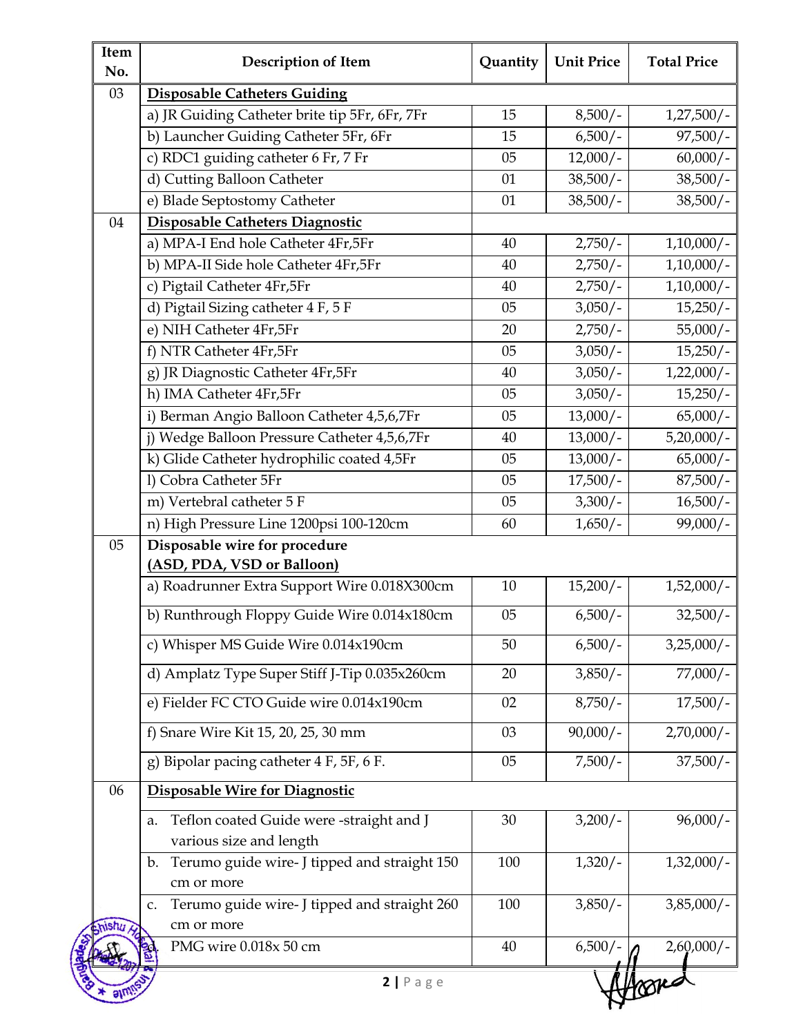| Item No. | Description of Item | Quantity | Unit Price | Total Price |
|---|---|---|---|---|
| 03 | **Disposable Catheters Guiding** | | | |
| | a) JR Guiding Catheter brite tip 5Fr, 6Fr, 7Fr | 15 | 8,500/- | 1,27,500/- |
| | b) Launcher Guiding Catheter 5Fr, 6Fr | 15 | 6,500/- | 97,500/- |
| | c) RDC1 guiding catheter 6 Fr, 7 Fr | 05 | 12,000/- | 60,000/- |
| | d) Cutting Balloon Catheter | 01 | 38,500/- | 38,500/- |
| | e) Blade Septostomy Catheter | 01 | 38,500/- | 38,500/- |
| 04 | **Disposable Catheters Diagnostic** | | | |
| | a) MPA-I End hole Catheter 4Fr,5Fr | 40 | 2,750/- | 1,10,000/- |
| | b) MPA-II Side hole Catheter 4Fr,5Fr | 40 | 2,750/- | 1,10,000/- |
| | c) Pigtail Catheter 4Fr,5Fr | 40 | 2,750/- | 1,10,000/- |
| | d) Pigtail Sizing catheter 4 F, 5 F | 05 | 3,050/- | 15,250/- |
| | e) NIH Catheter 4Fr,5Fr | 20 | 2,750/- | 55,000/- |
| | f) NTR Catheter 4Fr,5Fr | 05 | 3,050/- | 15,250/- |
| | g) JR Diagnostic Catheter 4Fr,5Fr | 40 | 3,050/- | 1,22,000/- |
| | h) IMA Catheter 4Fr,5Fr | 05 | 3,050/- | 15,250/- |
| | i) Berman Angio Balloon Catheter 4,5,6,7Fr | 05 | 13,000/- | 65,000/- |
| | j) Wedge Balloon Pressure Catheter 4,5,6,7Fr | 40 | 13,000/- | 5,20,000/- |
| | k) Glide Catheter hydrophilic coated 4,5Fr | 05 | 13,000/- | 65,000/- |
| | l) Cobra Catheter 5Fr | 05 | 17,500/- | 87,500/- |
| | m) Vertebral catheter 5 F | 05 | 3,300/- | 16,500/- |
| | n) High Pressure Line 1200psi 100-120cm | 60 | 1,650/- | 99,000/- |
| 05 | **Disposable wire for procedure (ASD, PDA, VSD or Balloon)** | | | |
| | a) Roadrunner Extra Support Wire 0.018X300cm | 10 | 15,200/- | 1,52,000/- |
| | b) Runthrough Floppy Guide Wire 0.014x180cm | 05 | 6,500/- | 32,500/- |
| | c) Whisper MS Guide Wire 0.014x190cm | 50 | 6,500/- | 3,25,000/- |
| | d) Amplatz Type Super Stiff J-Tip 0.035x260cm | 20 | 3,850/- | 77,000/- |
| | e) Fielder FC CTO Guide wire 0.014x190cm | 02 | 8,750/- | 17,500/- |
| | f) Snare Wire Kit 15, 20, 25, 30 mm | 03 | 90,000/- | 2,70,000/- |
| | g) Bipolar pacing catheter 4 F, 5F, 6 F. | 05 | 7,500/- | 37,500/- |
| 06 | **Disposable Wire for Diagnostic** | | | |
| | a. Teflon coated Guide were -straight and J various size and length | 30 | 3,200/- | 96,000/- |
| | b. Terumo guide wire- J tipped and straight 150 cm or more | 100 | 1,320/- | 1,32,000/- |
| | c. Terumo guide wire- J tipped and straight 260 cm or more | 100 | 3,850/- | 3,85,000/- |
| | d. PMG wire 0.018x 50 cm | 40 | 6,500/- | 2,60,000/- |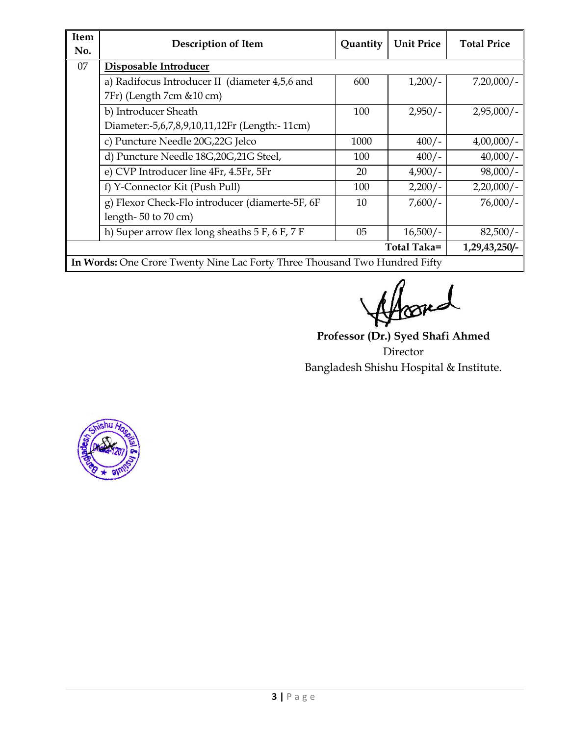| Item No. | Description of Item | Quantity | Unit Price | Total Price |
|---|---|---|---|---|
| 07 | **Disposable Introducer** | | | |
| | a) Radifocus Introducer II (diameter 4,5,6 and 7Fr) (Length 7cm &10 cm) | 600 | 1,200/- | 7,20,000/- |
| | b) Introducer Sheath Diameter:-5,6,7,8,9,10,11,12Fr (Length:- 11cm) | 100 | 2,950/- | 2,95,000/- |
| | c) Puncture Needle 20G,22G Jelco | 1000 | 400/- | 4,00,000/- |
| | d) Puncture Needle 18G,20G,21G Steel, | 100 | 400/- | 40,000/- |
| | e) CVP Introducer line 4Fr, 4.5Fr, 5Fr | 20 | 4,900/- | 98,000/- |
| | f) Y-Connector Kit (Push Pull) | 100 | 2,200/- | 2,20,000/- |
| | g) Flexor Check-Flo introducer (diamerte-5F, 6F length- 50 to 70 cm) | 10 | 7,600/- | 76,000/- |
| | h) Super arrow flex long sheaths 5 F, 6 F, 7 F | 05 | 16,500/- | 82,500/- |
| | | | **Total Taka=** | **1,29,43,250/-** |

**In Words:** One Crore Twenty Nine Lac Forty Three Thousand Two Hundred Fifty

**Professor (Dr.) Syed Shafi Ahmed**
Director
Bangladesh Shishu Hospital & Institute.